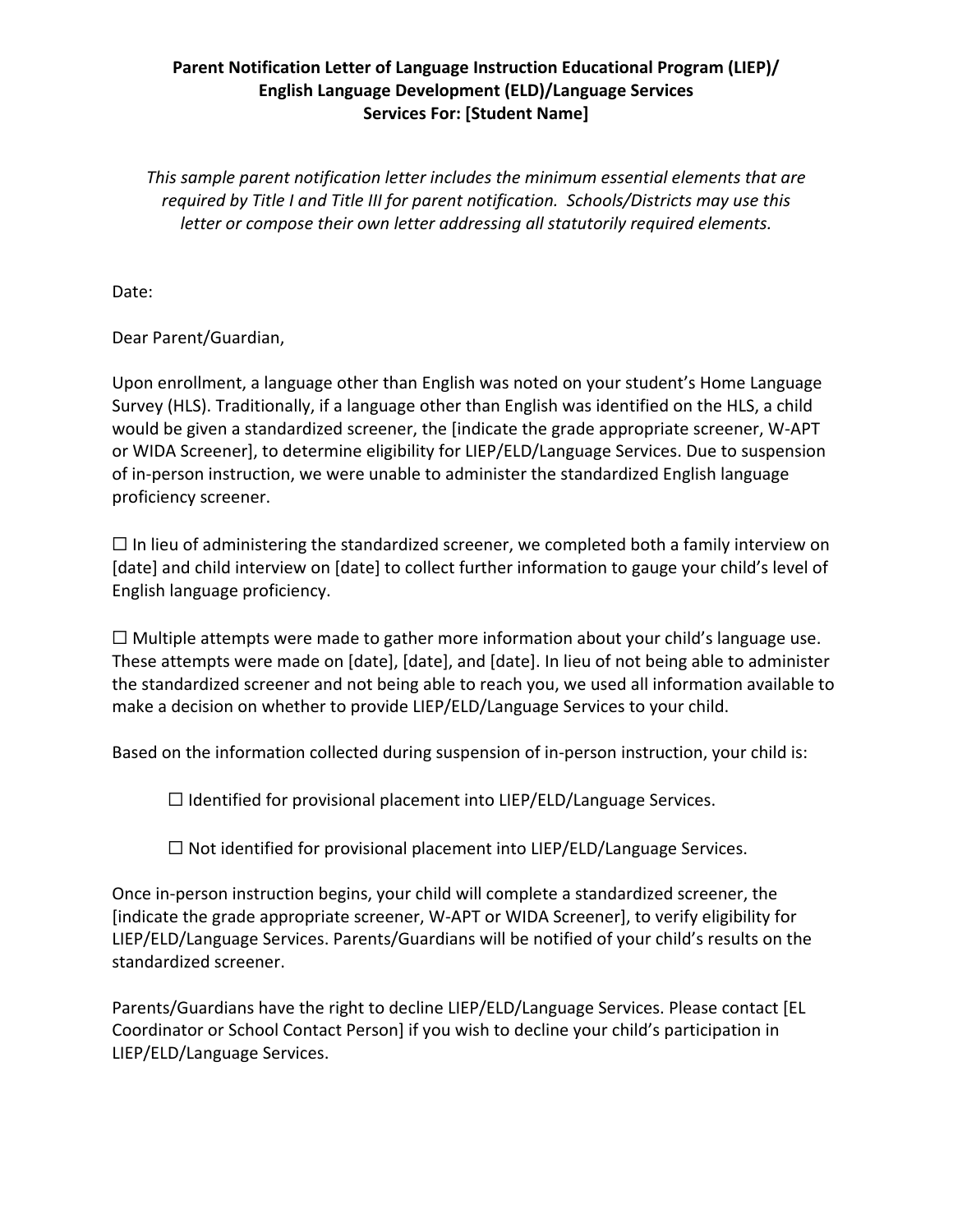**Parent Notification Letter of Language Instruction Educational Program (LIEP)/ English Language Development (ELD)/Language Services**
**Services For: [Student Name]**

*This sample parent notification letter includes the minimum essential elements that are required by Title I and Title III for parent notification. Schools/Districts may use this letter or compose their own letter addressing all statutorily required elements.*

Date:

Dear Parent/Guardian,

Upon enrollment, a language other than English was noted on your student's Home Language Survey (HLS). Traditionally, if a language other than English was identified on the HLS, a child would be given a standardized screener, the [indicate the grade appropriate screener, W-APT or WIDA Screener], to determine eligibility for LIEP/ELD/Language Services. Due to suspension of in-person instruction, we were unable to administer the standardized English language proficiency screener.

☐ In lieu of administering the standardized screener, we completed both a family interview on [date] and child interview on [date] to collect further information to gauge your child's level of English language proficiency.

☐ Multiple attempts were made to gather more information about your child's language use. These attempts were made on [date], [date], and [date]. In lieu of not being able to administer the standardized screener and not being able to reach you, we used all information available to make a decision on whether to provide LIEP/ELD/Language Services to your child.

Based on the information collected during suspension of in-person instruction, your child is:

☐ Identified for provisional placement into LIEP/ELD/Language Services.

☐ Not identified for provisional placement into LIEP/ELD/Language Services.

Once in-person instruction begins, your child will complete a standardized screener, the [indicate the grade appropriate screener, W-APT or WIDA Screener], to verify eligibility for LIEP/ELD/Language Services. Parents/Guardians will be notified of your child's results on the standardized screener.

Parents/Guardians have the right to decline LIEP/ELD/Language Services. Please contact [EL Coordinator or School Contact Person] if you wish to decline your child's participation in LIEP/ELD/Language Services.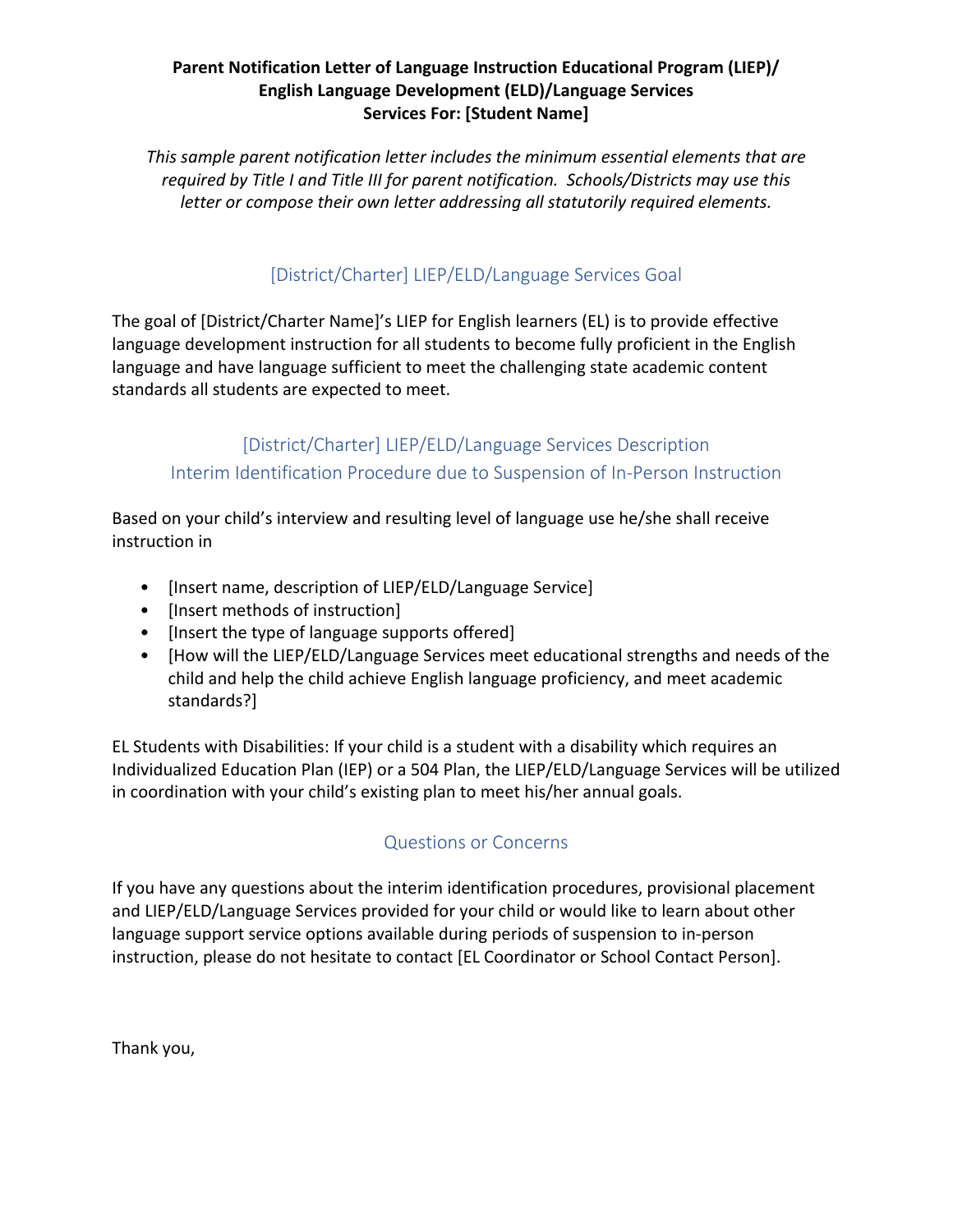**Parent Notification Letter of Language Instruction Educational Program (LIEP)/ English Language Development (ELD)/Language Services Services For: [Student Name]**

*This sample parent notification letter includes the minimum essential elements that are required by Title I and Title III for parent notification. Schools/Districts may use this letter or compose their own letter addressing all statutorily required elements.*

## [District/Charter] LIEP/ELD/Language Services Goal

The goal of [District/Charter Name]'s LIEP for English learners (EL) is to provide effective language development instruction for all students to become fully proficient in the English language and have language sufficient to meet the challenging state academic content standards all students are expected to meet.

## [District/Charter] LIEP/ELD/Language Services Description
## Interim Identification Procedure due to Suspension of In-Person Instruction

Based on your child's interview and resulting level of language use he/she shall receive instruction in

- [Insert name, description of LIEP/ELD/Language Service]
- [Insert methods of instruction]
- [Insert the type of language supports offered]
- [How will the LIEP/ELD/Language Services meet educational strengths and needs of the child and help the child achieve English language proficiency, and meet academic standards?]

EL Students with Disabilities: If your child is a student with a disability which requires an Individualized Education Plan (IEP) or a 504 Plan, the LIEP/ELD/Language Services will be utilized in coordination with your child's existing plan to meet his/her annual goals.

## Questions or Concerns

If you have any questions about the interim identification procedures, provisional placement and LIEP/ELD/Language Services provided for your child or would like to learn about other language support service options available during periods of suspension to in-person instruction, please do not hesitate to contact [EL Coordinator or School Contact Person].

Thank you,